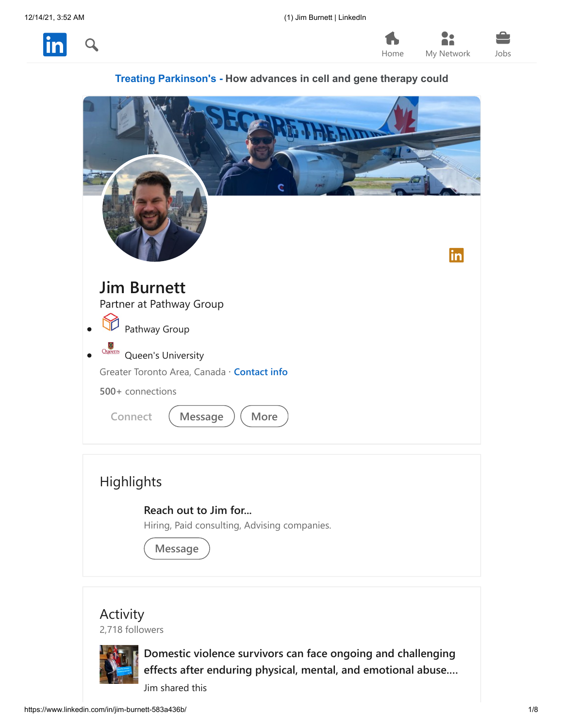Home My Network Jobs

**Treating Parkinson's -** How advances in cell and gene therapy could

# Jim Burnett

Partner at Pathway Group

- Pathway Group
- Queen's University

Greater Toronto Area, Canada · Contact info

500+ connections

Connect Message More

## Highlights

**Reach out to Jim for...**

Hiring, Paid consulting, Advising companies.

Message

## Activity

2,718 followers

**Domestic violence survivors can face ongoing and challenging effects after enduring physical, mental, and emotional abuse....**

Jim shared this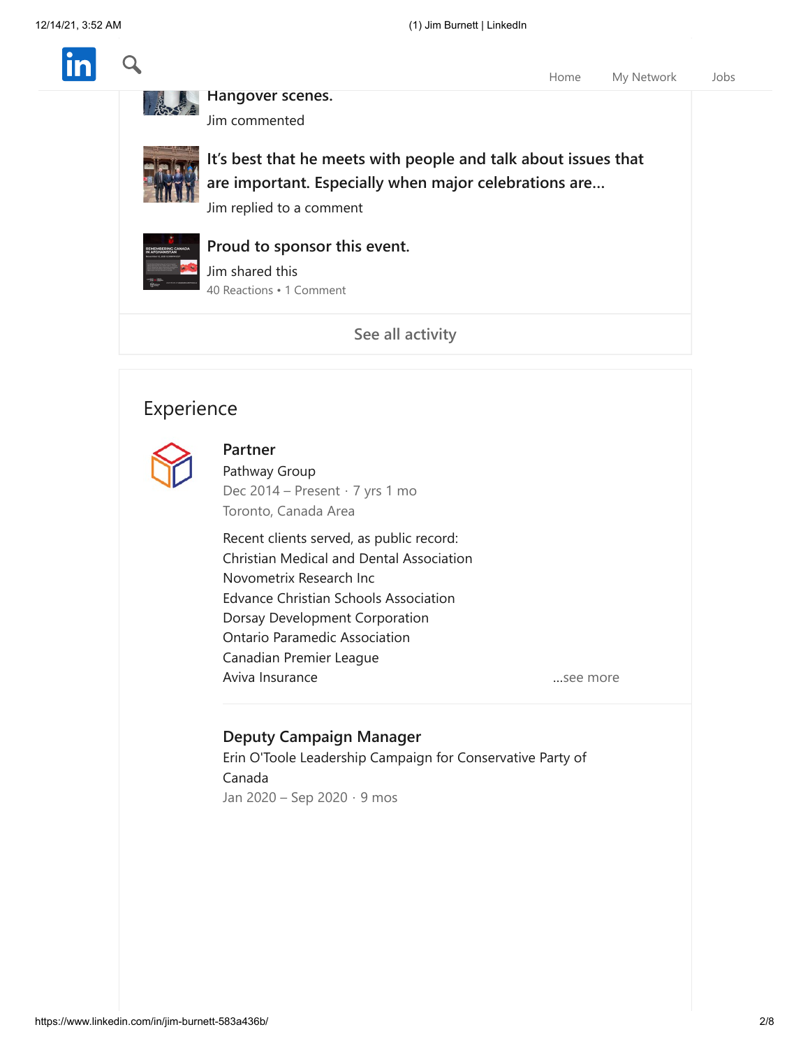Hangover scenes.

Jim commented

It's best that he meets with people and talk about issues that are important. Especially when major celebrations are...

Jim replied to a comment

Proud to sponsor this event.

Jim shared this

40 Reactions • 1 Comment

See all activity

## Experience

### Partner

Pathway Group

Dec 2014 – Present · 7 yrs 1 mo

Toronto, Canada Area

Recent clients served, as public record:
Christian Medical and Dental Association
Novometrix Research Inc
Edvance Christian Schools Association
Dorsay Development Corporation
Ontario Paramedic Association
Canadian Premier League
Aviva Insurance ...see more

### Deputy Campaign Manager

Erin O'Toole Leadership Campaign for Conservative Party of Canada

Jan 2020 – Sep 2020 · 9 mos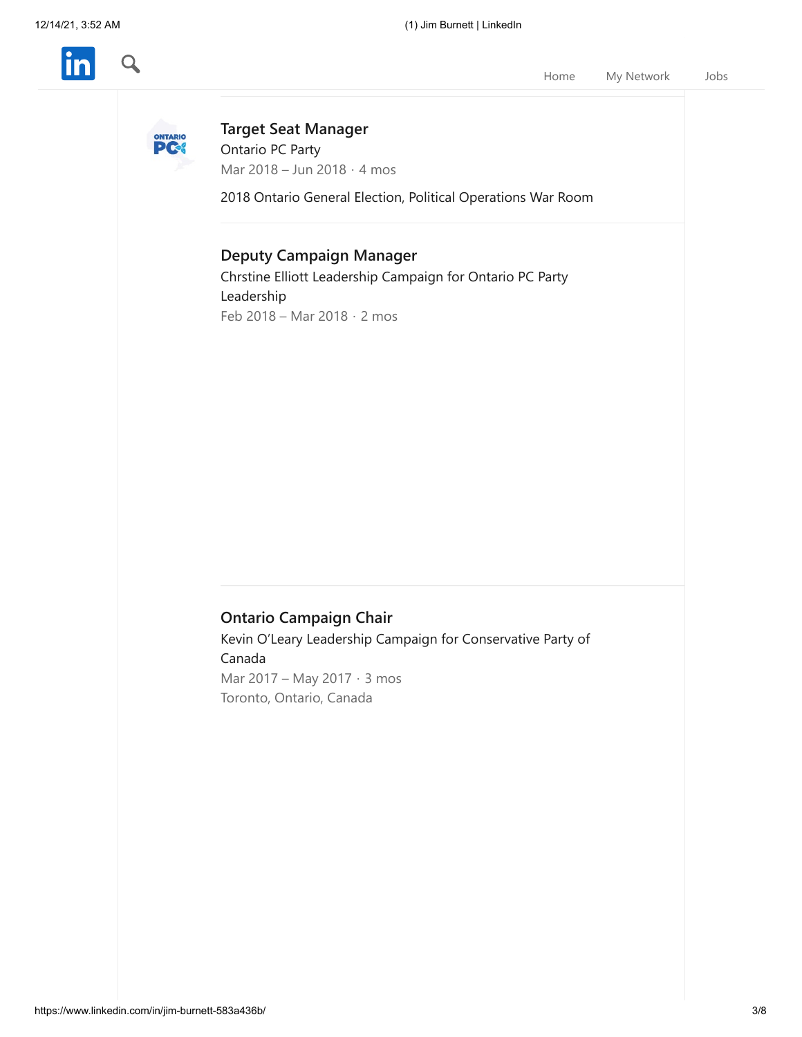### Target Seat Manager

Ontario PC Party

Mar 2018 – Jun 2018 · 4 mos

2018 Ontario General Election, Political Operations War Room

### Deputy Campaign Manager

Chrstine Elliott Leadership Campaign for Ontario PC Party Leadership

Feb 2018 – Mar 2018 · 2 mos

### Ontario Campaign Chair

Kevin O'Leary Leadership Campaign for Conservative Party of Canada

Mar 2017 – May 2017 · 3 mos

Toronto, Ontario, Canada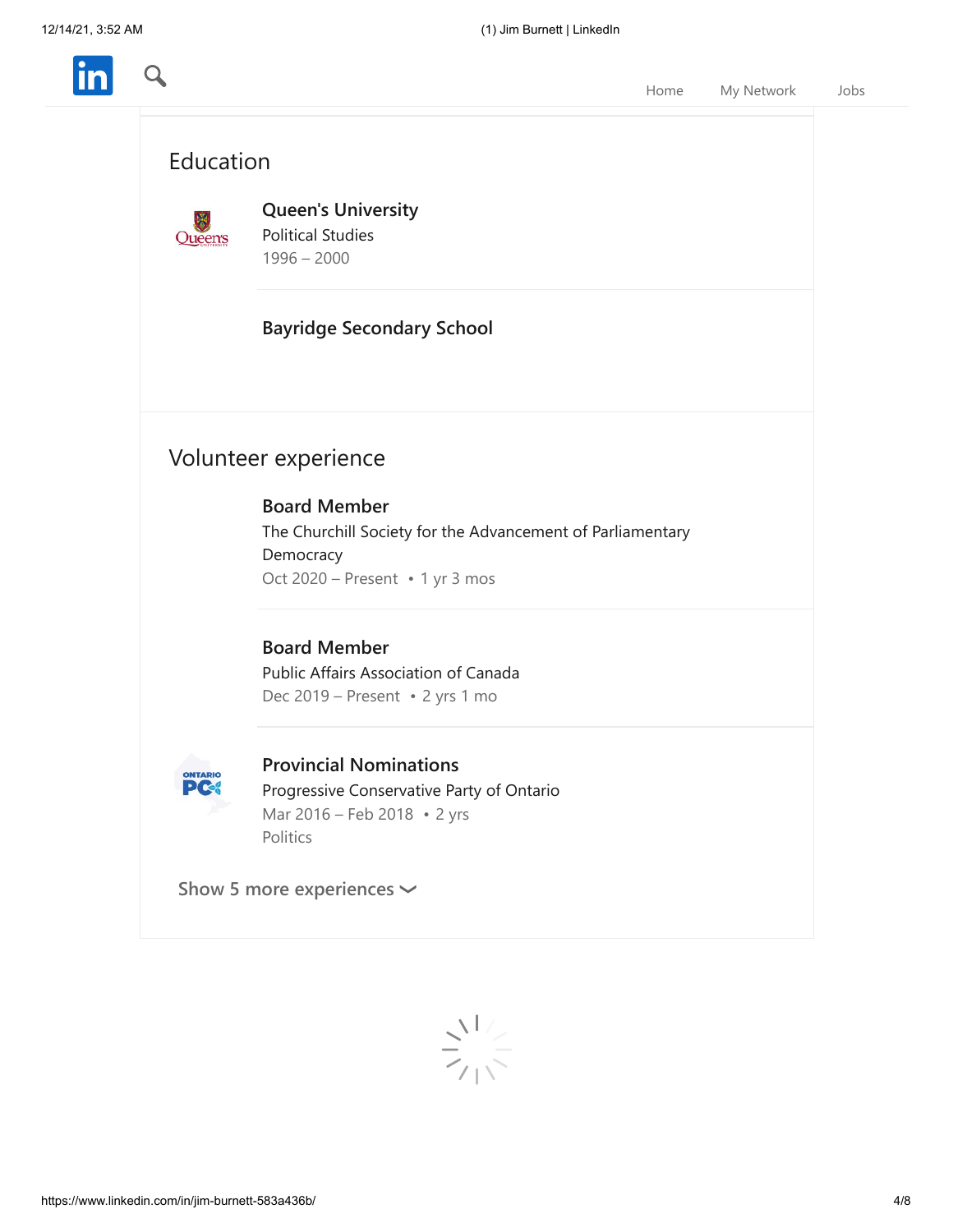## Education

### Queen's University
Political Studies
1996 – 2000

### Bayridge Secondary School

## Volunteer experience

### Board Member
The Churchill Society for the Advancement of Parliamentary Democracy
Oct 2020 – Present • 1 yr 3 mos

### Board Member
Public Affairs Association of Canada
Dec 2019 – Present • 2 yrs 1 mo

### Provincial Nominations
Progressive Conservative Party of Ontario
Mar 2016 – Feb 2018 • 2 yrs
Politics

Show 5 more experiences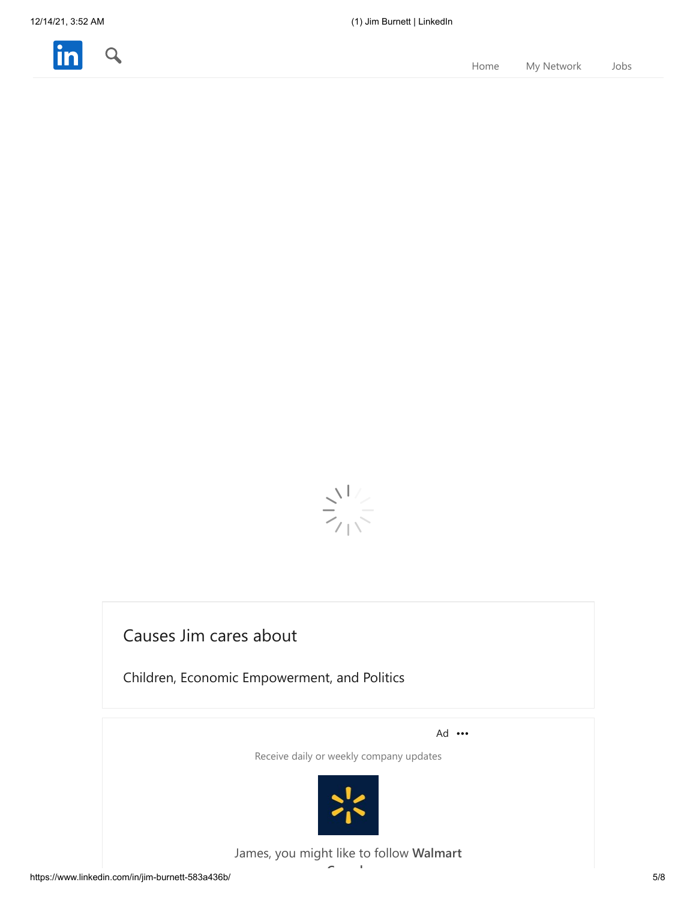Home My Network Jobs

## Causes Jim cares about

Children, Economic Empowerment, and Politics

Ad •••

Receive daily or weekly company updates

James, you might like to follow **Walmart**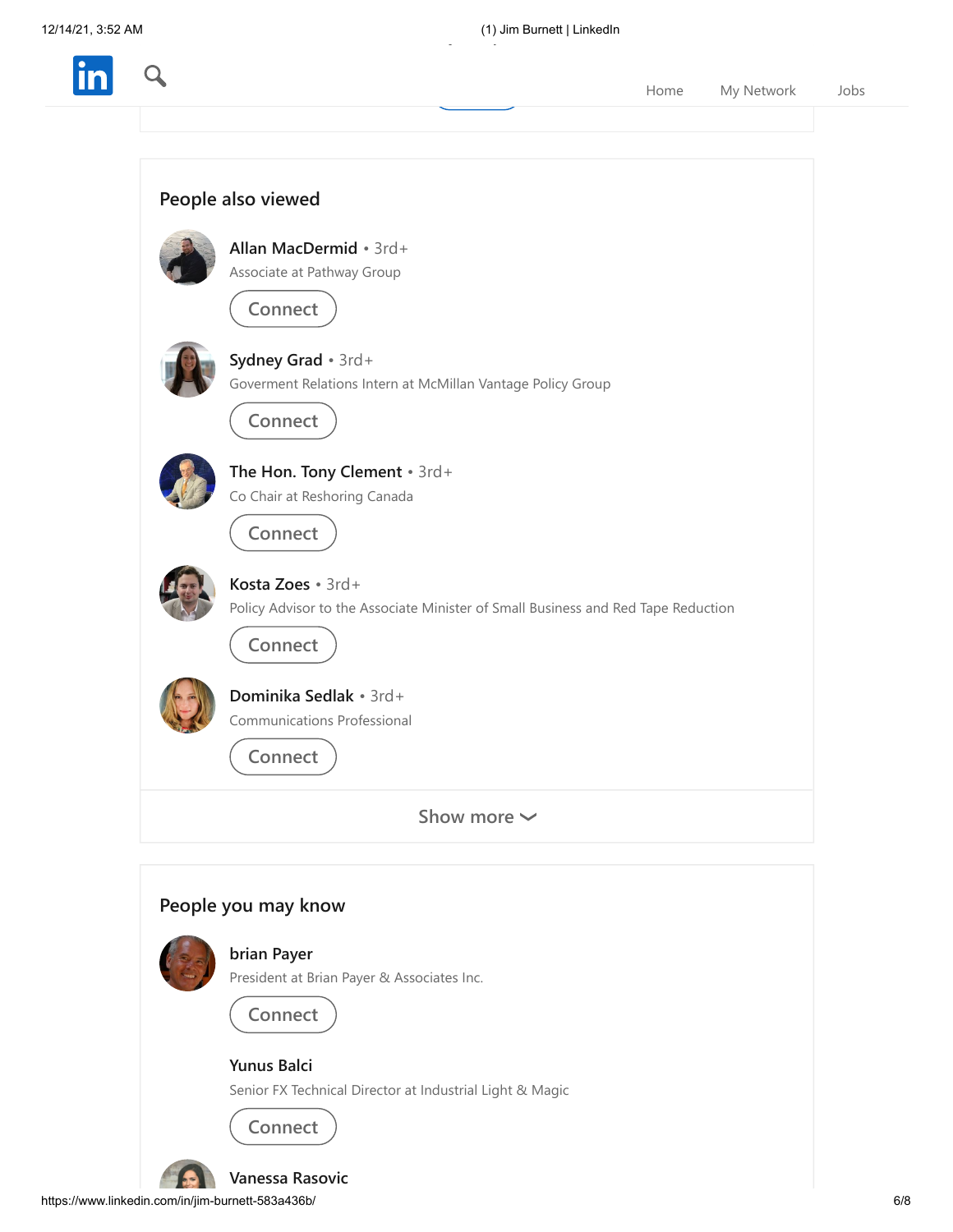## People also viewed

**Allan MacDermid** • 3rd+

Associate at Pathway Group

Connect

**Sydney Grad** • 3rd+

Goverment Relations Intern at McMillan Vantage Policy Group

Connect

**The Hon. Tony Clement** • 3rd+

Co Chair at Reshoring Canada

Connect

**Kosta Zoes** • 3rd+

Policy Advisor to the Associate Minister of Small Business and Red Tape Reduction

Connect

**Dominika Sedlak** • 3rd+

Communications Professional

Connect

Show more

## People you may know

**brian Payer**

President at Brian Payer & Associates Inc.

Connect

**Yunus Balci**

Senior FX Technical Director at Industrial Light & Magic

Connect

**Vanessa Rasovic**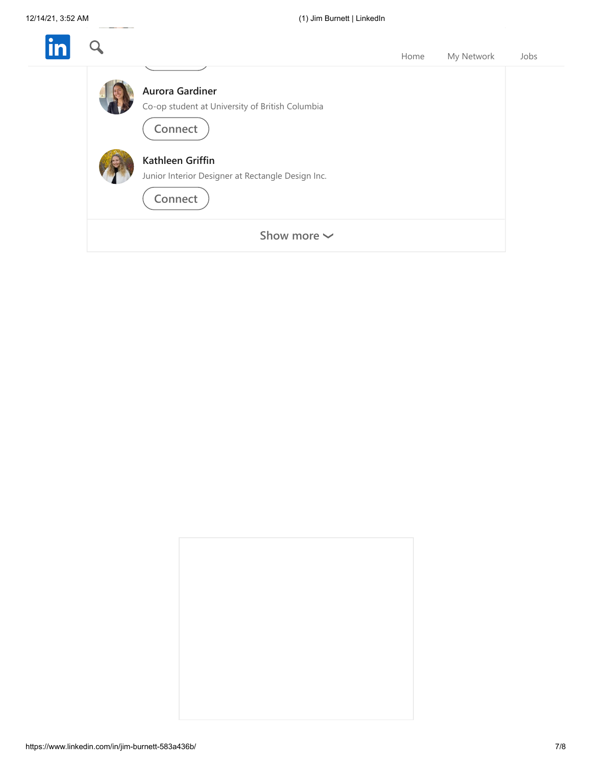**Aurora Gardiner**

Co-op student at University of British Columbia

Connect

**Kathleen Griffin**

Junior Interior Designer at Rectangle Design Inc.

Connect

Show more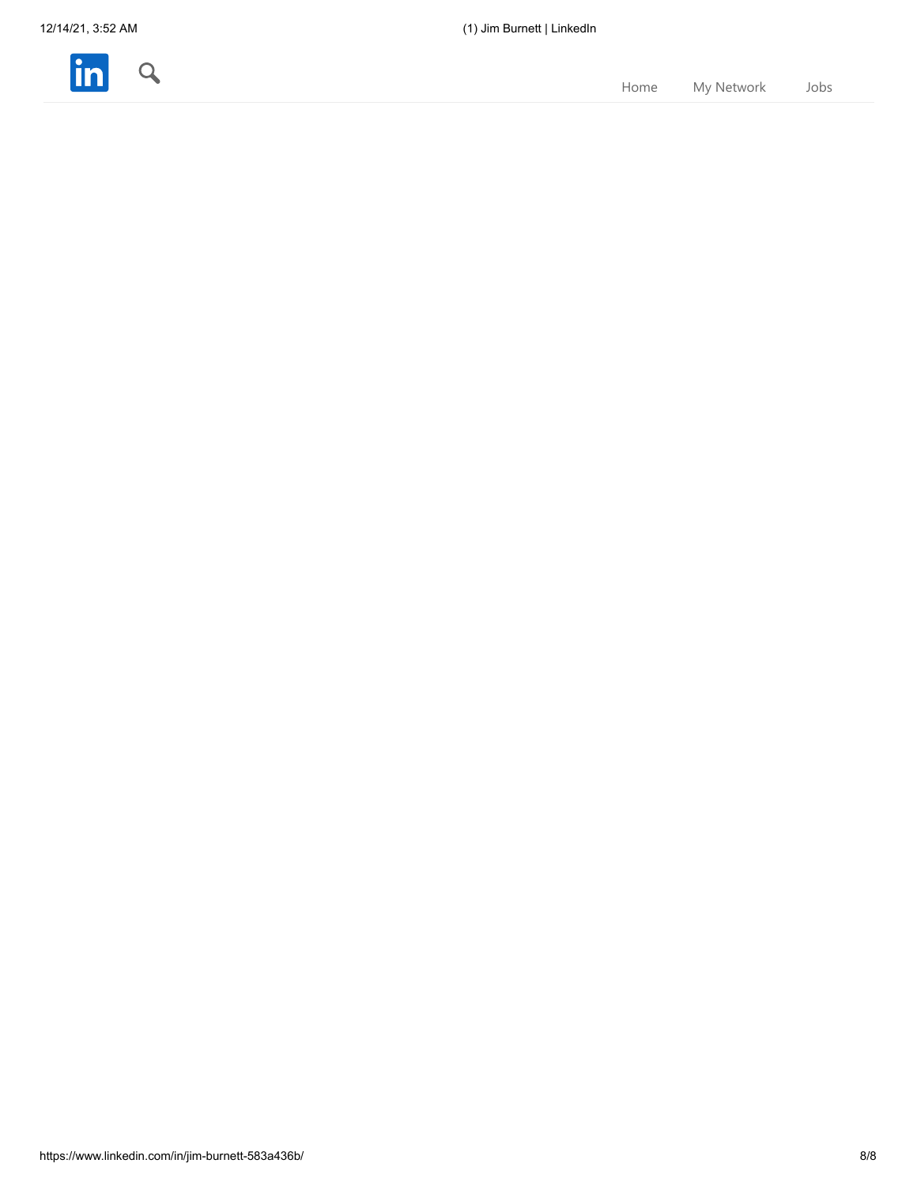Home My Network Jobs